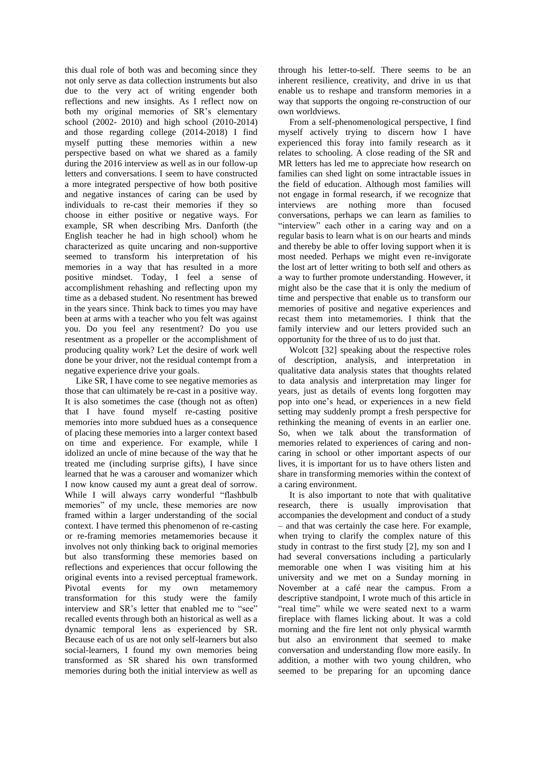this dual role of both was and becoming since they not only serve as data collection instruments but also due to the very act of writing engender both reflections and new insights. As I reflect now on both my original memories of SR's elementary school (2002- 2010) and high school (2010-2014) and those regarding college (2014-2018) I find myself putting these memories within a new perspective based on what we shared as a family during the 2016 interview as well as in our follow-up letters and conversations. I seem to have constructed a more integrated perspective of how both positive and negative instances of caring can be used by individuals to re-cast their memories if they so choose in either positive or negative ways. For example, SR when describing Mrs. Danforth (the English teacher he had in high school) whom he characterized as quite uncaring and non-supportive seemed to transform his interpretation of his memories in a way that has resulted in a more positive mindset. Today, I feel a sense of accomplishment rehashing and reflecting upon my time as a debased student. No resentment has brewed in the years since. Think back to times you may have been at arms with a teacher who you felt was against you. Do you feel any resentment? Do you use resentment as a propeller or the accomplishment of producing quality work? Let the desire of work well done be your driver, not the residual contempt from a negative experience drive your goals.

Like SR, I have come to see negative memories as those that can ultimately be re-cast in a positive way. It is also sometimes the case (though not as often) that I have found myself re-casting positive memories into more subdued hues as a consequence of placing these memories into a larger context based on time and experience. For example, while I idolized an uncle of mine because of the way that he treated me (including surprise gifts), I have since learned that he was a carouser and womanizer which I now know caused my aunt a great deal of sorrow. While I will always carry wonderful "flashbulb memories" of my uncle, these memories are now framed within a larger understanding of the social context. I have termed this phenomenon of re-casting or re-framing memories metamemories because it involves not only thinking back to original memories but also transforming these memories based on reflections and experiences that occur following the original events into a revised perceptual framework. Pivotal events for my own metamemory transformation for this study were the family interview and SR's letter that enabled me to "see" recalled events through both an historical as well as a dynamic temporal lens as experienced by SR. Because each of us are not only self-learners but also social-learners, I found my own memories being transformed as SR shared his own transformed memories during both the initial interview as well as through his letter-to-self. There seems to be an inherent resilience, creativity, and drive in us that enable us to reshape and transform memories in a way that supports the ongoing re-construction of our own worldviews.

From a self-phenomenological perspective, I find myself actively trying to discern how I have experienced this foray into family research as it relates to schooling. A close reading of the SR and MR letters has led me to appreciate how research on families can shed light on some intractable issues in the field of education. Although most families will not engage in formal research, if we recognize that interviews are nothing more than focused conversations, perhaps we can learn as families to "interview" each other in a caring way and on a regular basis to learn what is on our hearts and minds and thereby be able to offer loving support when it is most needed. Perhaps we might even re-invigorate the lost art of letter writing to both self and others as a way to further promote understanding. However, it might also be the case that it is only the medium of time and perspective that enable us to transform our memories of positive and negative experiences and recast them into metamemories. I think that the family interview and our letters provided such an opportunity for the three of us to do just that.

Wolcott [32] speaking about the respective roles of description, analysis, and interpretation in qualitative data analysis states that thoughts related to data analysis and interpretation may linger for years, just as details of events long forgotten may pop into one's head, or experiences in a new field setting may suddenly prompt a fresh perspective for rethinking the meaning of events in an earlier one. So, when we talk about the transformation of memories related to experiences of caring and non-caring in school or other important aspects of our lives, it is important for us to have others listen and share in transforming memories within the context of a caring environment.

It is also important to note that with qualitative research, there is usually improvisation that accompanies the development and conduct of a study – and that was certainly the case here. For example, when trying to clarify the complex nature of this study in contrast to the first study [2], my son and I had several conversations including a particularly memorable one when I was visiting him at his university and we met on a Sunday morning in November at a café near the campus. From a descriptive standpoint, I wrote much of this article in "real time" while we were seated next to a warm fireplace with flames licking about. It was a cold morning and the fire lent not only physical warmth but also an environment that seemed to make conversation and understanding flow more easily. In addition, a mother with two young children, who seemed to be preparing for an upcoming dance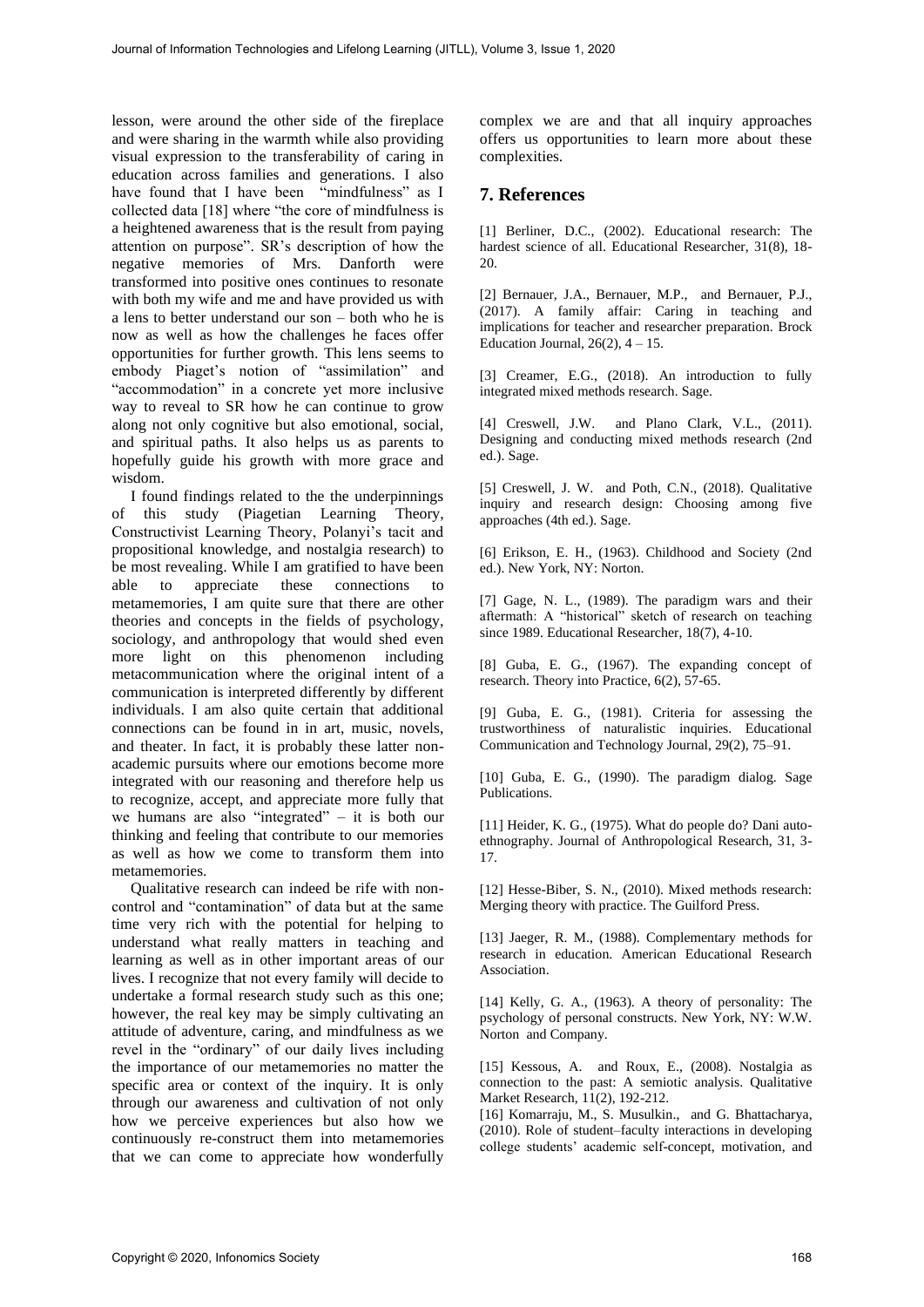lesson, were around the other side of the fireplace and were sharing in the warmth while also providing visual expression to the transferability of caring in education across families and generations. I also have found that I have been "mindfulness" as I collected data [18] where "the core of mindfulness is a heightened awareness that is the result from paying attention on purpose". SR's description of how the negative memories of Mrs. Danforth were transformed into positive ones continues to resonate with both my wife and me and have provided us with a lens to better understand our son – both who he is now as well as how the challenges he faces offer opportunities for further growth. This lens seems to embody Piaget's notion of "assimilation" and "accommodation" in a concrete yet more inclusive way to reveal to SR how he can continue to grow along not only cognitive but also emotional, social, and spiritual paths. It also helps us as parents to hopefully guide his growth with more grace and wisdom.

I found findings related to the the underpinnings of this study (Piagetian Learning Theory, Constructivist Learning Theory, Polanyi's tacit and propositional knowledge, and nostalgia research) to be most revealing. While I am gratified to have been able to appreciate these connections to metamemories, I am quite sure that there are other theories and concepts in the fields of psychology, sociology, and anthropology that would shed even more light on this phenomenon including metacommunication where the original intent of a communication is interpreted differently by different individuals. I am also quite certain that additional connections can be found in in art, music, novels, and theater. In fact, it is probably these latter non-academic pursuits where our emotions become more integrated with our reasoning and therefore help us to recognize, accept, and appreciate more fully that we humans are also "integrated" – it is both our thinking and feeling that contribute to our memories as well as how we come to transform them into metamemories.

Qualitative research can indeed be rife with non-control and "contamination" of data but at the same time very rich with the potential for helping to understand what really matters in teaching and learning as well as in other important areas of our lives. I recognize that not every family will decide to undertake a formal research study such as this one; however, the real key may be simply cultivating an attitude of adventure, caring, and mindfulness as we revel in the "ordinary" of our daily lives including the importance of our metamemories no matter the specific area or context of the inquiry. It is only through our awareness and cultivation of not only how we perceive experiences but also how we continuously re-construct them into metamemories that we can come to appreciate how wonderfully complex we are and that all inquiry approaches offers us opportunities to learn more about these complexities.

## 7. References

[1] Berliner, D.C., (2002). Educational research: The hardest science of all. Educational Researcher, 31(8), 18-20.

[2] Bernauer, J.A., Bernauer, M.P., and Bernauer, P.J., (2017). A family affair: Caring in teaching and implications for teacher and researcher preparation. Brock Education Journal, 26(2), 4 – 15.

[3] Creamer, E.G., (2018). An introduction to fully integrated mixed methods research. Sage.

[4] Creswell, J.W. and Plano Clark, V.L., (2011). Designing and conducting mixed methods research (2nd ed.). Sage.

[5] Creswell, J. W. and Poth, C.N., (2018). Qualitative inquiry and research design: Choosing among five approaches (4th ed.). Sage.

[6] Erikson, E. H., (1963). Childhood and Society (2nd ed.). New York, NY: Norton.

[7] Gage, N. L., (1989). The paradigm wars and their aftermath: A "historical" sketch of research on teaching since 1989. Educational Researcher, 18(7), 4-10.

[8] Guba, E. G., (1967). The expanding concept of research. Theory into Practice, 6(2), 57-65.

[9] Guba, E. G., (1981). Criteria for assessing the trustworthiness of naturalistic inquiries. Educational Communication and Technology Journal, 29(2), 75–91.

[10] Guba, E. G., (1990). The paradigm dialog. Sage Publications.

[11] Heider, K. G., (1975). What do people do? Dani auto-ethnography. Journal of Anthropological Research, 31, 3-17.

[12] Hesse-Biber, S. N., (2010). Mixed methods research: Merging theory with practice. The Guilford Press.

[13] Jaeger, R. M., (1988). Complementary methods for research in education. American Educational Research Association.

[14] Kelly, G. A., (1963). A theory of personality: The psychology of personal constructs. New York, NY: W.W. Norton and Company.

[15] Kessous, A. and Roux, E., (2008). Nostalgia as connection to the past: A semiotic analysis. Qualitative Market Research, 11(2), 192-212.

[16] Komarraju, M., S. Musulkin., and G. Bhattacharya, (2010). Role of student–faculty interactions in developing college students' academic self-concept, motivation, and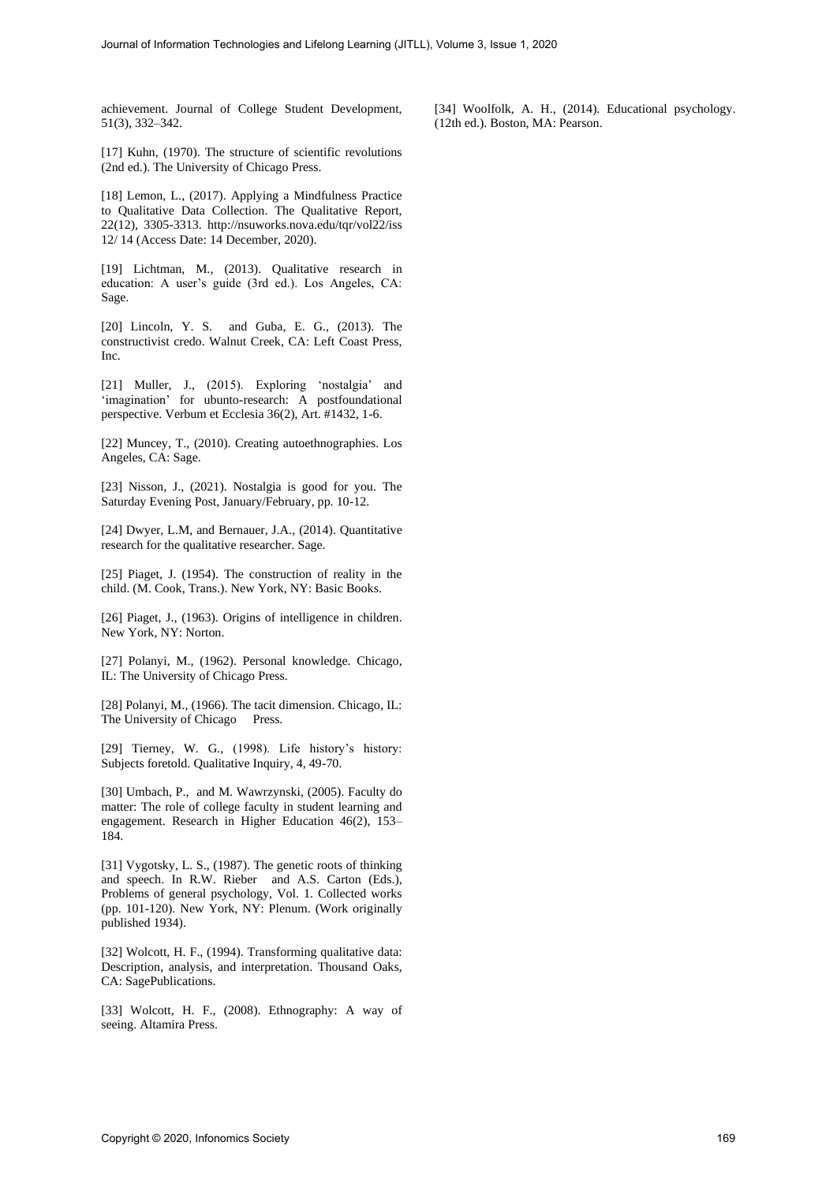achievement. Journal of College Student Development, 51(3), 332–342.

[17] Kuhn, (1970). The structure of scientific revolutions (2nd ed.). The University of Chicago Press.

[18] Lemon, L., (2017). Applying a Mindfulness Practice to Qualitative Data Collection. The Qualitative Report, 22(12), 3305-3313. http://nsuworks.nova.edu/tqr/vol22/iss 12/ 14 (Access Date: 14 December, 2020).

[19] Lichtman, M., (2013). Qualitative research in education: A user's guide (3rd ed.). Los Angeles, CA: Sage.

[20] Lincoln, Y. S. and Guba, E. G., (2013). The constructivist credo. Walnut Creek, CA: Left Coast Press, Inc.

[21] Muller, J., (2015). Exploring 'nostalgia' and 'imagination' for ubunto-research: A postfoundational perspective. Verbum et Ecclesia 36(2), Art. #1432, 1-6.

[22] Muncey, T., (2010). Creating autoethnographies. Los Angeles, CA: Sage.

[23] Nisson, J., (2021). Nostalgia is good for you. The Saturday Evening Post, January/February, pp. 10-12.

[24] Dwyer, L.M, and Bernauer, J.A., (2014). Quantitative research for the qualitative researcher. Sage.

[25] Piaget, J. (1954). The construction of reality in the child. (M. Cook, Trans.). New York, NY: Basic Books.

[26] Piaget, J., (1963). Origins of intelligence in children. New York, NY: Norton.

[27] Polanyi, M., (1962). Personal knowledge. Chicago, IL: The University of Chicago Press.

[28] Polanyi, M., (1966). The tacit dimension. Chicago, IL: The University of Chicago Press.

[29] Tierney, W. G., (1998). Life history's history: Subjects foretold. Qualitative Inquiry, 4, 49-70.

[30] Umbach, P., and M. Wawrzynski, (2005). Faculty do matter: The role of college faculty in student learning and engagement. Research in Higher Education 46(2), 153–184.

[31] Vygotsky, L. S., (1987). The genetic roots of thinking and speech. In R.W. Rieber and A.S. Carton (Eds.), Problems of general psychology, Vol. 1. Collected works (pp. 101-120). New York, NY: Plenum. (Work originally published 1934).

[32] Wolcott, H. F., (1994). Transforming qualitative data: Description, analysis, and interpretation. Thousand Oaks, CA: SagePublications.

[33] Wolcott, H. F., (2008). Ethnography: A way of seeing. Altamira Press.

[34] Woolfolk, A. H., (2014). Educational psychology. (12th ed.). Boston, MA: Pearson.